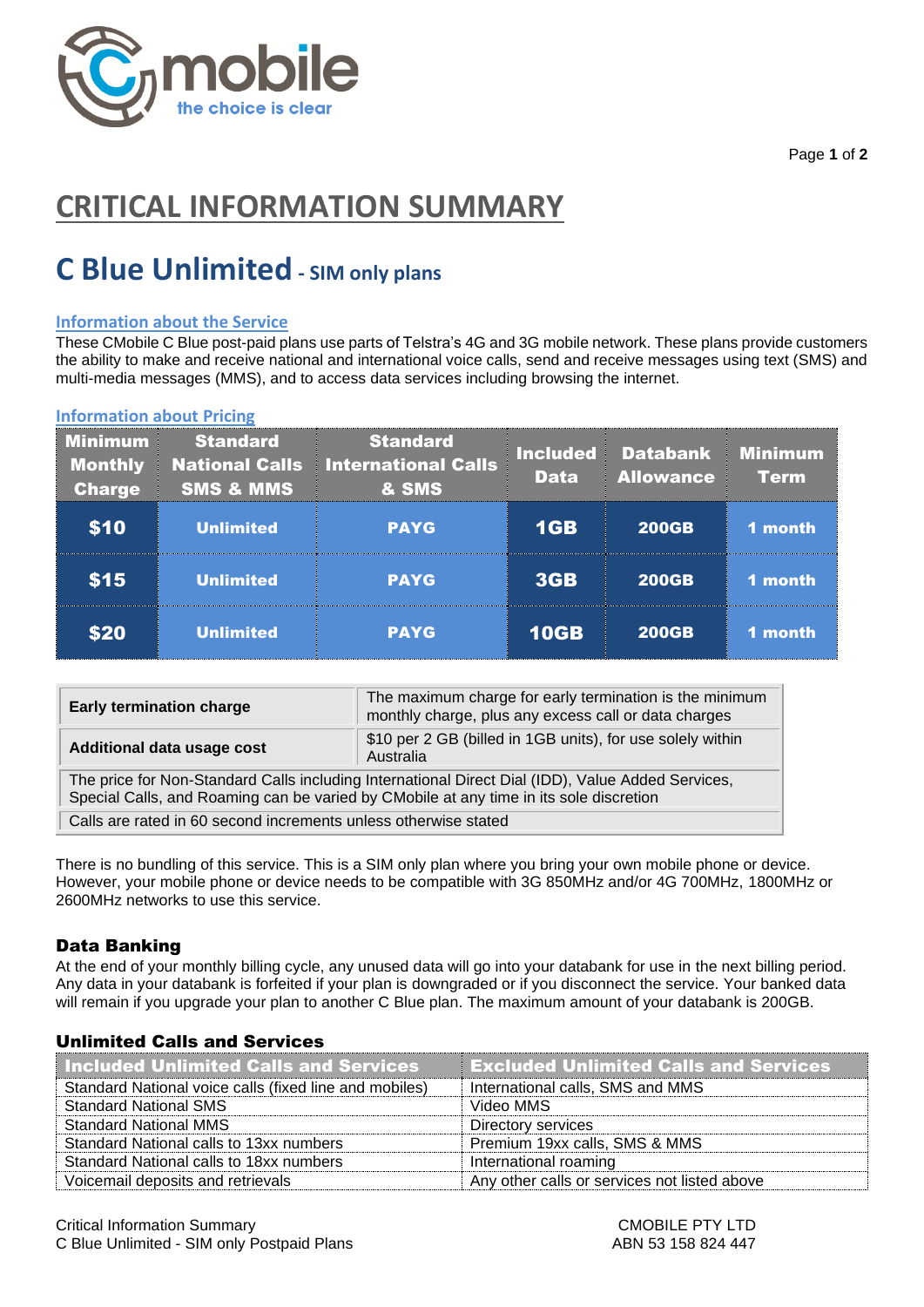# CRITICAL INFORMATION SUMMARY

## C Blue Unlimited - SIM only plans

### Information about the Service

These CMobile C Blue post-paid plans use parts of Telstra's 4G and 3G mobile network. These plans provide customers the ability to make and receive national and international voice calls, send and receive messages using text (SMS) and multi-media messages (MMS), and to access data services including browsing the internet.

### Information about Pricing

| Minimum Monthly Charge | Standard National Calls SMS & MMS | Standard International Calls & SMS | Included Data | Databank Allowance | Minimum Term |
|---|---|---|---|---|---|
| $10 | Unlimited | PAYG | 1GB | 200GB | 1 month |
| $15 | Unlimited | PAYG | 3GB | 200GB | 1 month |
| $20 | Unlimited | PAYG | 10GB | 200GB | 1 month |

| | |
|---|---|
| **Early termination charge** | The maximum charge for early termination is the minimum monthly charge, plus any excess call or data charges |
| **Additional data usage cost** | $10 per 2 GB (billed in 1GB units), for use solely within Australia |
| The price for Non-Standard Calls including International Direct Dial (IDD), Value Added Services, Special Calls, and Roaming can be varied by CMobile at any time in its sole discretion | |
| Calls are rated in 60 second increments unless otherwise stated | |

There is no bundling of this service. This is a SIM only plan where you bring your own mobile phone or device. However, your mobile phone or device needs to be compatible with 3G 850MHz and/or 4G 700MHz, 1800MHz or 2600MHz networks to use this service.

### Data Banking

At the end of your monthly billing cycle, any unused data will go into your databank for use in the next billing period. Any data in your databank is forfeited if your plan is downgraded or if you disconnect the service. Your banked data will remain if you upgrade your plan to another C Blue plan. The maximum amount of your databank is 200GB.

### Unlimited Calls and Services

| Included Unlimited Calls and Services | Excluded Unlimited Calls and Services |
|---|---|
| Standard National voice calls (fixed line and mobiles) | International calls, SMS and MMS |
| Standard National SMS | Video MMS |
| Standard National MMS | Directory services |
| Standard National calls to 13xx numbers | Premium 19xx calls, SMS & MMS |
| Standard National calls to 18xx numbers | International roaming |
| Voicemail deposits and retrievals | Any other calls or services not listed above |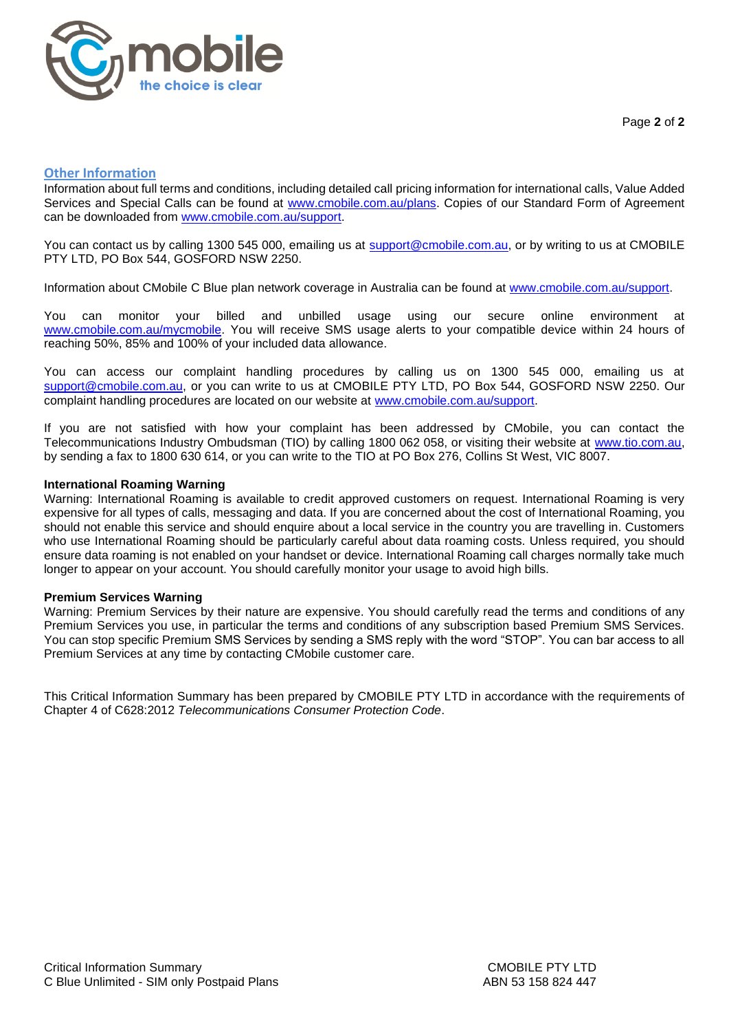## Other Information

Information about full terms and conditions, including detailed call pricing information for international calls, Value Added Services and Special Calls can be found at www.cmobile.com.au/plans. Copies of our Standard Form of Agreement can be downloaded from www.cmobile.com.au/support.

You can contact us by calling 1300 545 000, emailing us at support@cmobile.com.au, or by writing to us at CMOBILE PTY LTD, PO Box 544, GOSFORD NSW 2250.

Information about CMobile C Blue plan network coverage in Australia can be found at www.cmobile.com.au/support.

You can monitor your billed and unbilled usage using our secure online environment at www.cmobile.com.au/mycmobile. You will receive SMS usage alerts to your compatible device within 24 hours of reaching 50%, 85% and 100% of your included data allowance.

You can access our complaint handling procedures by calling us on 1300 545 000, emailing us at support@cmobile.com.au, or you can write to us at CMOBILE PTY LTD, PO Box 544, GOSFORD NSW 2250. Our complaint handling procedures are located on our website at www.cmobile.com.au/support.

If you are not satisfied with how your complaint has been addressed by CMobile, you can contact the Telecommunications Industry Ombudsman (TIO) by calling 1800 062 058, or visiting their website at www.tio.com.au, by sending a fax to 1800 630 614, or you can write to the TIO at PO Box 276, Collins St West, VIC 8007.

**International Roaming Warning**

Warning: International Roaming is available to credit approved customers on request. International Roaming is very expensive for all types of calls, messaging and data. If you are concerned about the cost of International Roaming, you should not enable this service and should enquire about a local service in the country you are travelling in. Customers who use International Roaming should be particularly careful about data roaming costs. Unless required, you should ensure data roaming is not enabled on your handset or device. International Roaming call charges normally take much longer to appear on your account. You should carefully monitor your usage to avoid high bills.

**Premium Services Warning**

Warning: Premium Services by their nature are expensive. You should carefully read the terms and conditions of any Premium Services you use, in particular the terms and conditions of any subscription based Premium SMS Services. You can stop specific Premium SMS Services by sending a SMS reply with the word "STOP". You can bar access to all Premium Services at any time by contacting CMobile customer care.

This Critical Information Summary has been prepared by CMOBILE PTY LTD in accordance with the requirements of Chapter 4 of C628:2012 *Telecommunications Consumer Protection Code*.